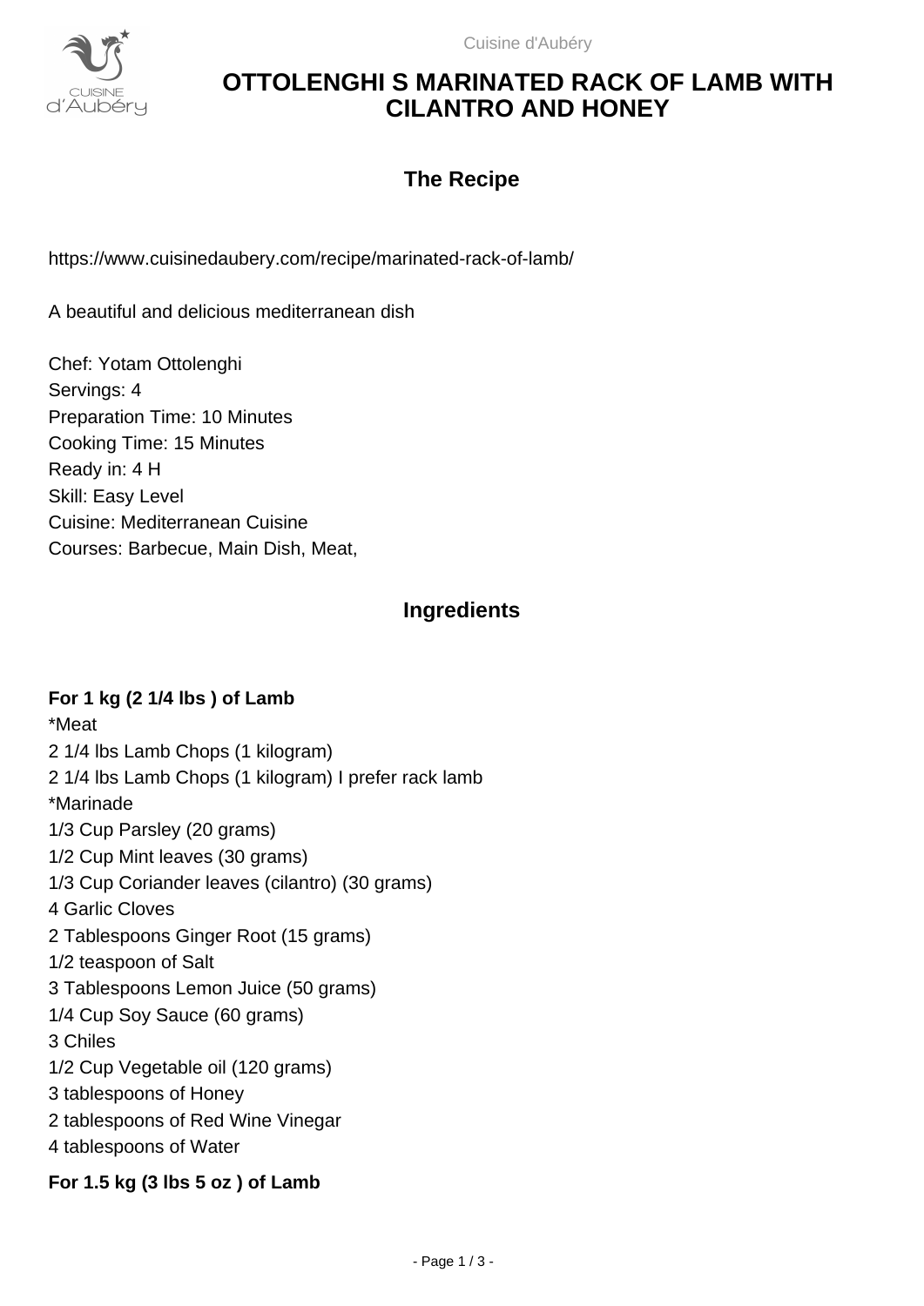# OTTOLENGHI S MARINATED RACK OF LAMB WITH CILANTRO AND HONEY

## The Recipe

https://www.cuisinedaubery.com/recipe/marinated-rack-of-lamb/

A beautiful and delicious mediterranean dish

Chef: Yotam Ottolenghi
Servings: 4
Preparation Time: 10 Minutes
Cooking Time: 15 Minutes
Ready in: 4 H
Skill: Easy Level
Cuisine: Mediterranean Cuisine
Courses: Barbecue, Main Dish, Meat,

## Ingredients

**For 1 kg (2 1/4 lbs ) of Lamb**

*Meat
2 1/4 lbs Lamb Chops (1 kilogram)
2 1/4 lbs Lamb Chops (1 kilogram) I prefer rack lamb
*Marinade
1/3 Cup Parsley (20 grams)
1/2 Cup Mint leaves (30 grams)
1/3 Cup Coriander leaves (cilantro) (30 grams)
4 Garlic Cloves
2 Tablespoons Ginger Root (15 grams)
1/2 teaspoon of Salt
3 Tablespoons Lemon Juice (50 grams)
1/4 Cup Soy Sauce (60 grams)
3 Chiles
1/2 Cup Vegetable oil (120 grams)
3 tablespoons of Honey
2 tablespoons of Red Wine Vinegar
4 tablespoons of Water

**For 1.5 kg (3 lbs 5 oz ) of Lamb**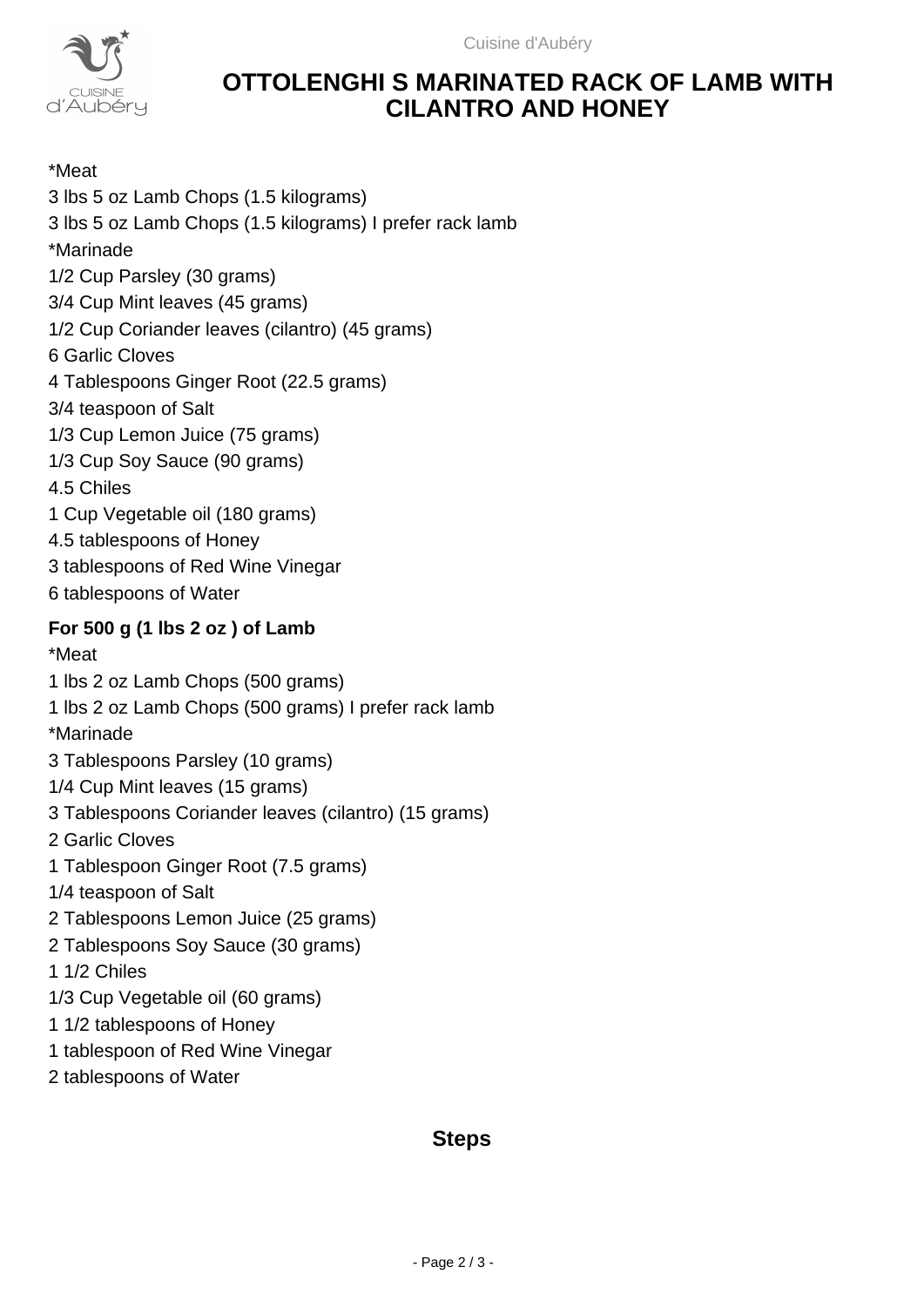# OTTOLENGHI S MARINATED RACK OF LAMB WITH CILANTRO AND HONEY

*Meat

3 lbs 5 oz Lamb Chops (1.5 kilograms)

3 lbs 5 oz Lamb Chops (1.5 kilograms) I prefer rack lamb

*Marinade

1/2 Cup Parsley (30 grams)

3/4 Cup Mint leaves (45 grams)

1/2 Cup Coriander leaves (cilantro) (45 grams)

6 Garlic Cloves

4 Tablespoons Ginger Root (22.5 grams)

3/4 teaspoon of Salt

1/3 Cup Lemon Juice (75 grams)

1/3 Cup Soy Sauce (90 grams)

4.5 Chiles

1 Cup Vegetable oil (180 grams)

4.5 tablespoons of Honey

3 tablespoons of Red Wine Vinegar

6 tablespoons of Water

**For 500 g (1 lbs 2 oz ) of Lamb**

*Meat

1 lbs 2 oz Lamb Chops (500 grams)

1 lbs 2 oz Lamb Chops (500 grams) I prefer rack lamb

*Marinade

3 Tablespoons Parsley (10 grams)

1/4 Cup Mint leaves (15 grams)

3 Tablespoons Coriander leaves (cilantro) (15 grams)

2 Garlic Cloves

1 Tablespoon Ginger Root (7.5 grams)

1/4 teaspoon of Salt

2 Tablespoons Lemon Juice (25 grams)

2 Tablespoons Soy Sauce (30 grams)

1 1/2 Chiles

1/3 Cup Vegetable oil (60 grams)

1 1/2 tablespoons of Honey

1 tablespoon of Red Wine Vinegar

2 tablespoons of Water

## Steps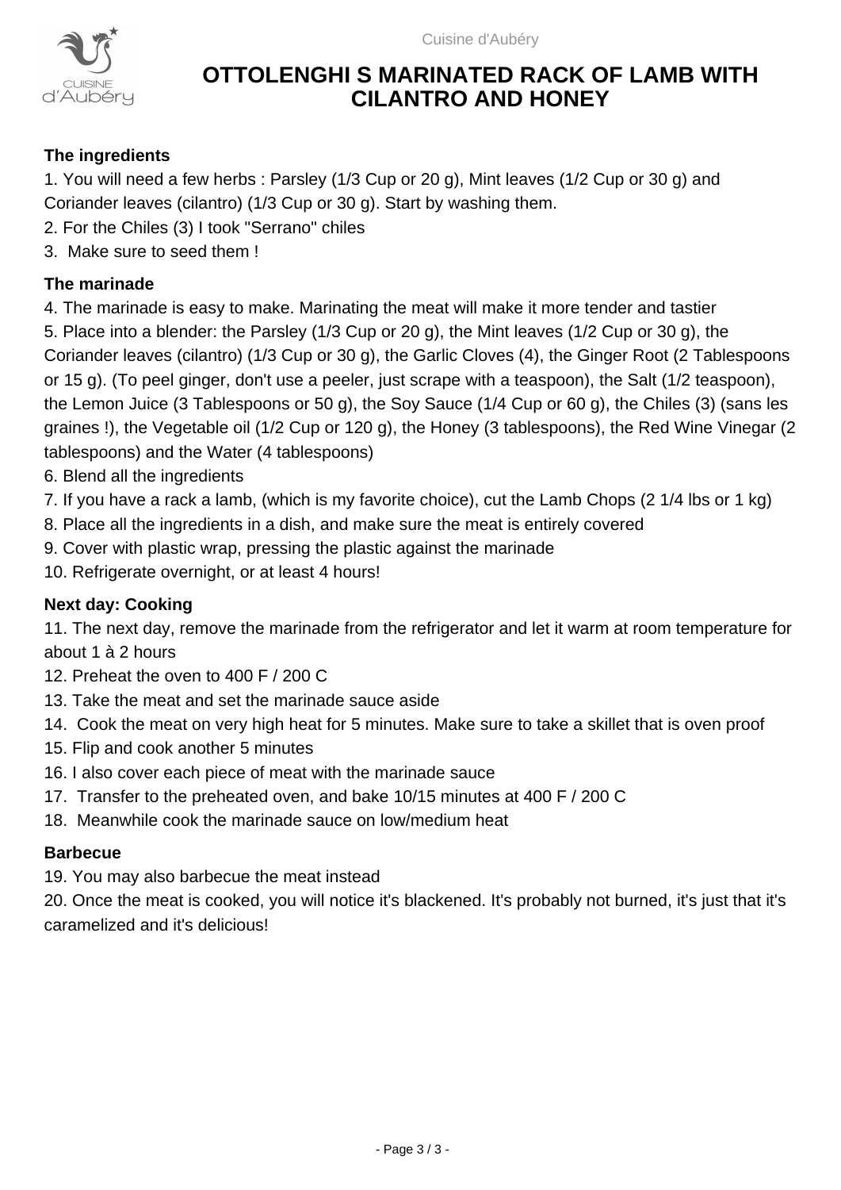# OTTOLENGHI S MARINATED RACK OF LAMB WITH CILANTRO AND HONEY

**The ingredients**

1. You will need a few herbs : Parsley (1/3 Cup or 20 g), Mint leaves (1/2 Cup or 30 g) and Coriander leaves (cilantro) (1/3 Cup or 30 g). Start by washing them.
2. For the Chiles (3) I took "Serrano" chiles
3. Make sure to seed them !

**The marinade**

4. The marinade is easy to make. Marinating the meat will make it more tender and tastier
5. Place into a blender: the Parsley (1/3 Cup or 20 g), the Mint leaves (1/2 Cup or 30 g), the Coriander leaves (cilantro) (1/3 Cup or 30 g), the Garlic Cloves (4), the Ginger Root (2 Tablespoons or 15 g). (To peel ginger, don't use a peeler, just scrape with a teaspoon), the Salt (1/2 teaspoon), the Lemon Juice (3 Tablespoons or 50 g), the Soy Sauce (1/4 Cup or 60 g), the Chiles (3) (sans les graines !), the Vegetable oil (1/2 Cup or 120 g), the Honey (3 tablespoons), the Red Wine Vinegar (2 tablespoons) and the Water (4 tablespoons)
6. Blend all the ingredients
7. If you have a rack a lamb, (which is my favorite choice), cut the Lamb Chops (2 1/4 lbs or 1 kg)
8. Place all the ingredients in a dish, and make sure the meat is entirely covered
9. Cover with plastic wrap, pressing the plastic against the marinade
10. Refrigerate overnight, or at least 4 hours!

**Next day: Cooking**

11. The next day, remove the marinade from the refrigerator and let it warm at room temperature for about 1 à 2 hours
12. Preheat the oven to 400 F / 200 C
13. Take the meat and set the marinade sauce aside
14. Cook the meat on very high heat for 5 minutes. Make sure to take a skillet that is oven proof
15. Flip and cook another 5 minutes
16. I also cover each piece of meat with the marinade sauce
17. Transfer to the preheated oven, and bake 10/15 minutes at 400 F / 200 C
18. Meanwhile cook the marinade sauce on low/medium heat

**Barbecue**

19. You may also barbecue the meat instead
20. Once the meat is cooked, you will notice it's blackened. It's probably not burned, it's just that it's caramelized and it's delicious!